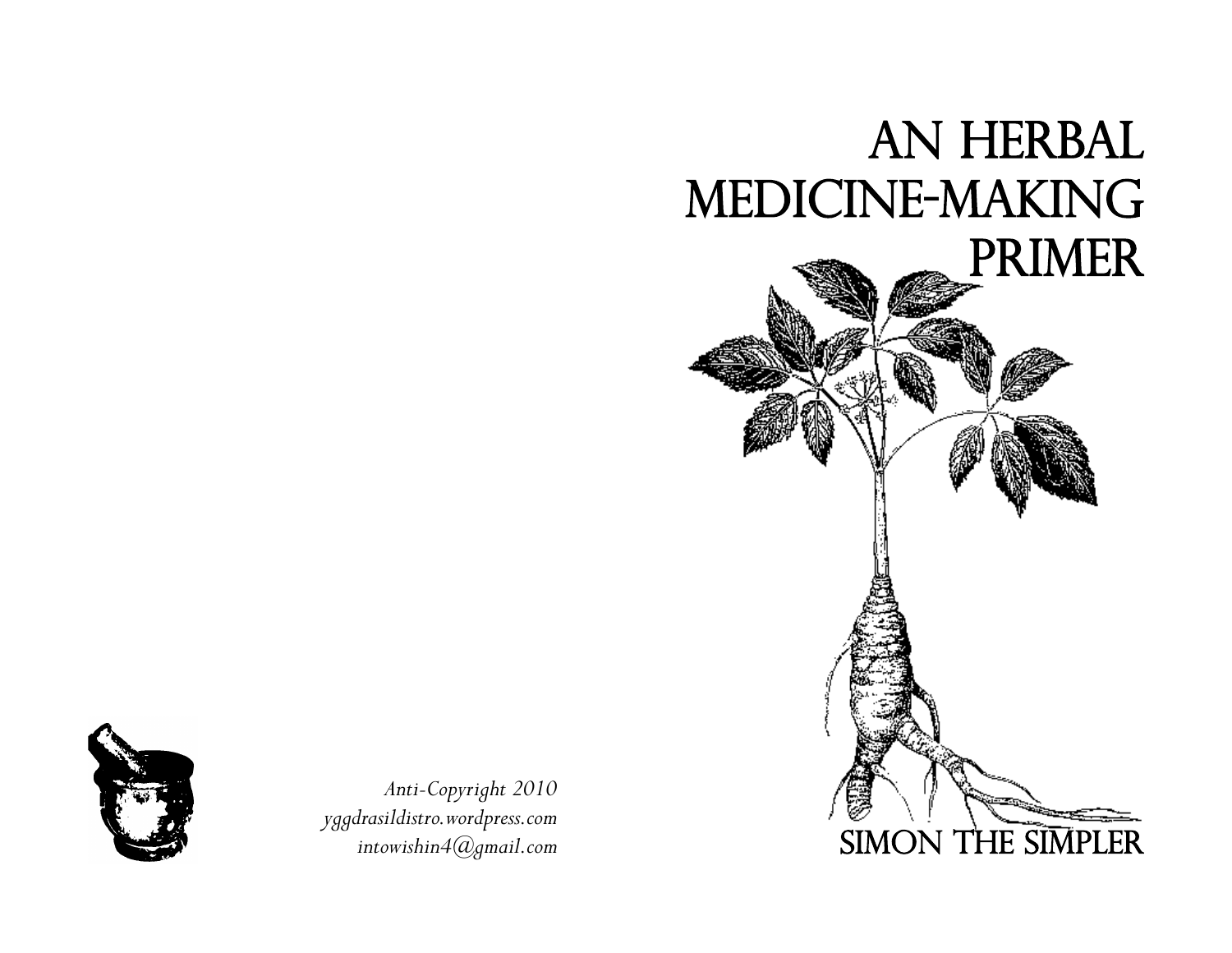*Anti-Copyright 2010*
*yggdrasildistro.wordpress.com*
*intowishin4@gmail.com*

# AN HERBAL MEDICINE-MAKING PRIMER

SIMON THE SIMPLER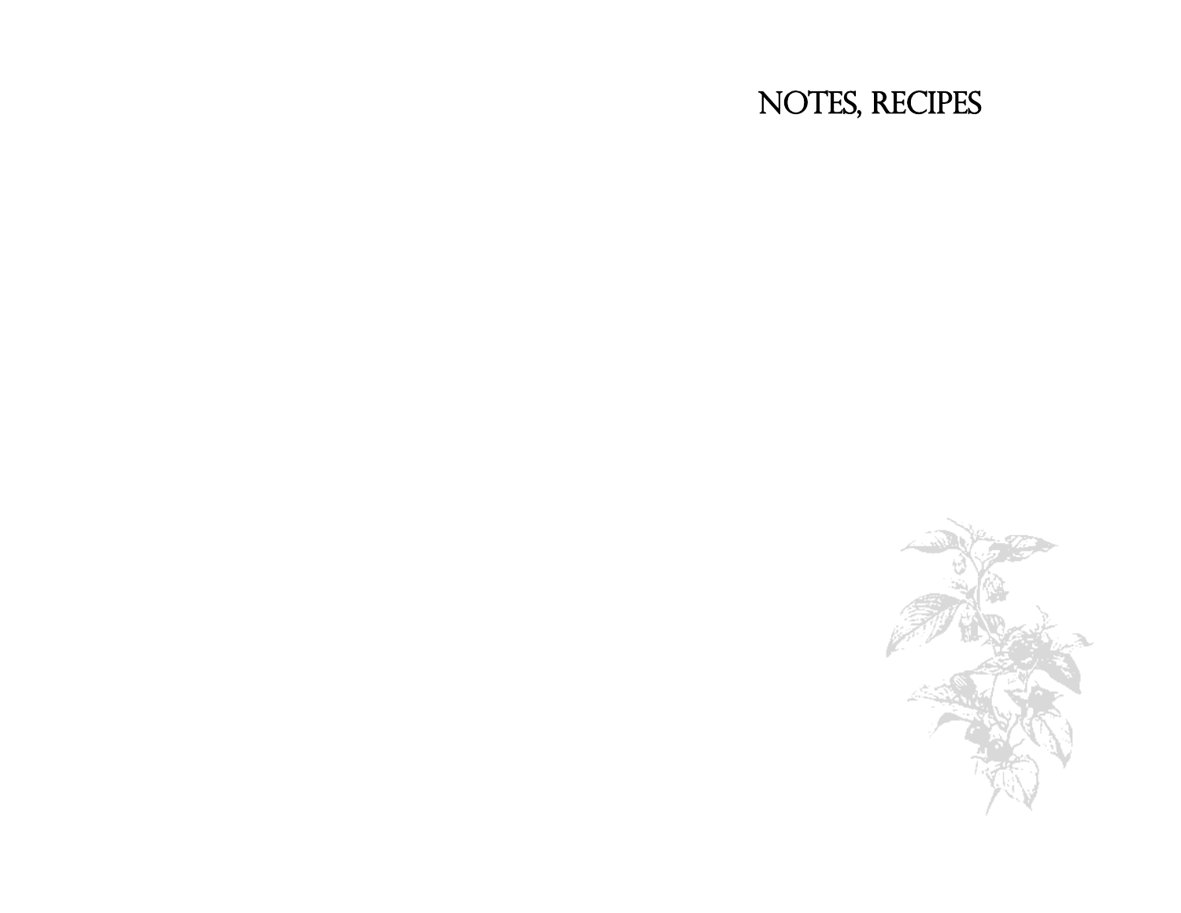# NOTES, RECIPES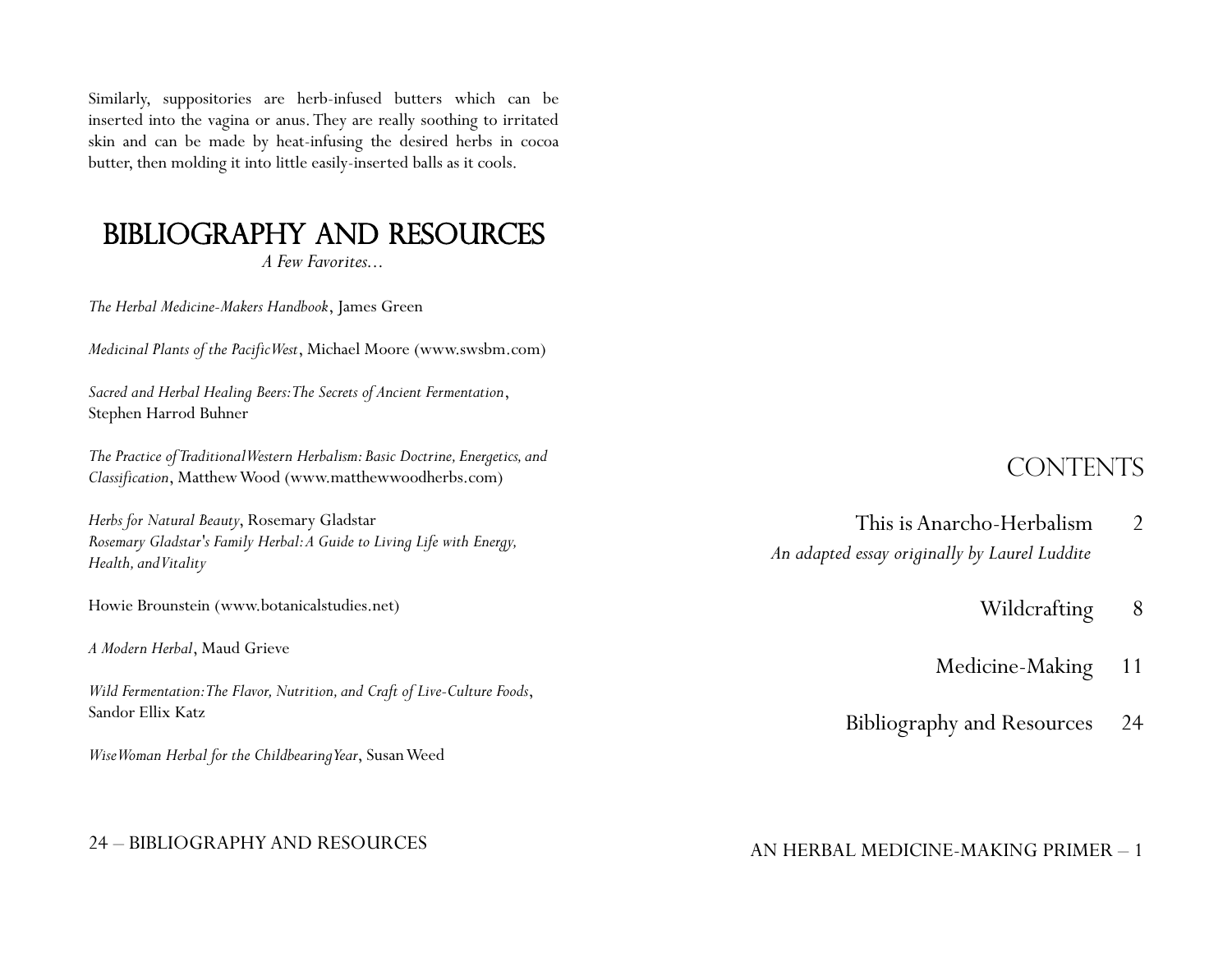Similarly, suppositories are herb-infused butters which can be inserted into the vagina or anus. They are really soothing to irritated skin and can be made by heat-infusing the desired herbs in cocoa butter, then molding it into little easily-inserted balls as it cools.

# BIBLIOGRAPHY AND RESOURCES

*A Few Favorites...*

*The Herbal Medicine-Makers Handbook*, James Green

*Medicinal Plants of the Pacific West*, Michael Moore (www.swsbm.com)

*Sacred and Herbal Healing Beers: The Secrets of Ancient Fermentation*, Stephen Harrod Buhner

*The Practice of Traditional Western Herbalism: Basic Doctrine, Energetics, and Classification*, Matthew Wood (www.matthewwoodherbs.com)

*Herbs for Natural Beauty*, Rosemary Gladstar
*Rosemary Gladstar's Family Herbal: A Guide to Living Life with Energy, Health, and Vitality*

Howie Brounstein (www.botanicalstudies.net)

*A Modern Herbal*, Maud Grieve

*Wild Fermentation: The Flavor, Nutrition, and Craft of Live-Culture Foods*, Sandor Ellix Katz

*Wise Woman Herbal for the Childbearing Year*, Susan Weed

# CONTENTS

This is Anarcho-Herbalism — 2
*An adapted essay originally by Laurel Luddite*

Wildcrafting — 8

Medicine-Making — 11

Bibliography and Resources — 24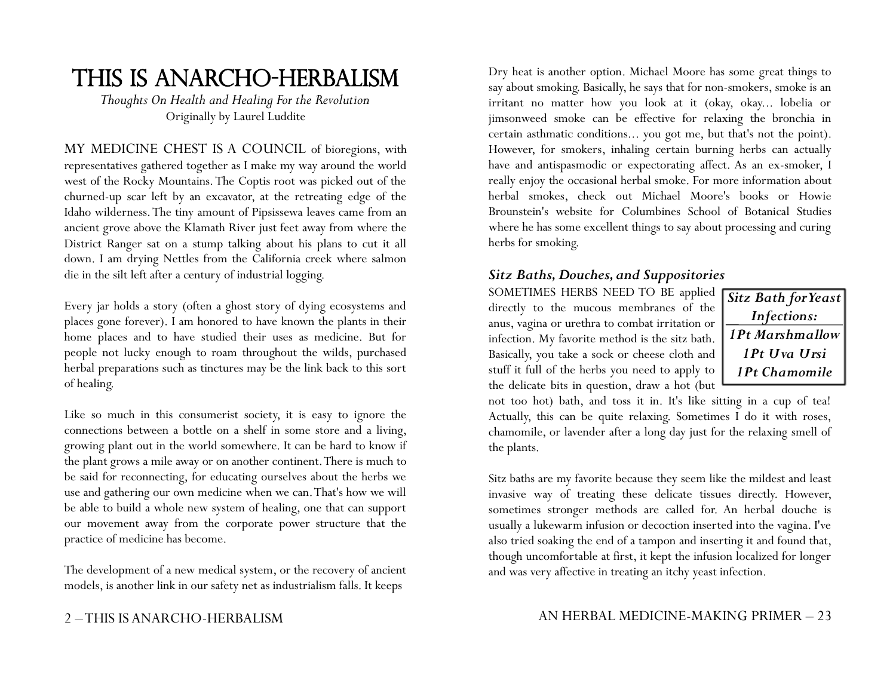# THIS IS ANARCHO-HERBALISM

*Thoughts On Health and Healing For the Revolution*

Originally by Laurel Luddite

MY MEDICINE CHEST IS A COUNCIL of bioregions, with representatives gathered together as I make my way around the world west of the Rocky Mountains. The Coptis root was picked out of the churned-up scar left by an excavator, at the retreating edge of the Idaho wilderness. The tiny amount of Pipsissewa leaves came from an ancient grove above the Klamath River just feet away from where the District Ranger sat on a stump talking about his plans to cut it all down. I am drying Nettles from the California creek where salmon die in the silt left after a century of industrial logging.

Every jar holds a story (often a ghost story of dying ecosystems and places gone forever). I am honored to have known the plants in their home places and to have studied their uses as medicine. But for people not lucky enough to roam throughout the wilds, purchased herbal preparations such as tinctures may be the link back to this sort of healing.

Like so much in this consumerist society, it is easy to ignore the connections between a bottle on a shelf in some store and a living, growing plant out in the world somewhere. It can be hard to know if the plant grows a mile away or on another continent. There is much to be said for reconnecting, for educating ourselves about the herbs we use and gathering our own medicine when we can. That's how we will be able to build a whole new system of healing, one that can support our movement away from the corporate power structure that the practice of medicine has become.

The development of a new medical system, or the recovery of ancient models, is another link in our safety net as industrialism falls. It keeps

Dry heat is another option. Michael Moore has some great things to say about smoking. Basically, he says that for non-smokers, smoke is an irritant no matter how you look at it (okay, okay... lobelia or jimsonweed smoke can be effective for relaxing the bronchia in certain asthmatic conditions... you got me, but that's not the point). However, for smokers, inhaling certain burning herbs can actually have and antispasmodic or expectorating affect. As an ex-smoker, I really enjoy the occasional herbal smoke. For more information about herbal smokes, check out Michael Moore's books or Howie Brounstein's website for Columbines School of Botanical Studies where he has some excellent things to say about processing and curing herbs for smoking.

### *Sitz Baths, Douches, and Suppositories*

> ***Sitz Bath for Yeast Infections:***
> ***1Pt Marshmallow***
> ***1Pt Uva Ursi***
> ***1Pt Chamomile***

SOMETIMES HERBS NEED TO BE applied directly to the mucous membranes of the anus, vagina or urethra to combat irritation or infection. My favorite method is the sitz bath. Basically, you take a sock or cheese cloth and stuff it full of the herbs you need to apply to the delicate bits in question, draw a hot (but not too hot) bath, and toss it in. It's like sitting in a cup of tea! Actually, this can be quite relaxing. Sometimes I do it with roses, chamomile, or lavender after a long day just for the relaxing smell of the plants.

Sitz baths are my favorite because they seem like the mildest and least invasive way of treating these delicate tissues directly. However, sometimes stronger methods are called for. An herbal douche is usually a lukewarm infusion or decoction inserted into the vagina. I've also tried soaking the end of a tampon and inserting it and found that, though uncomfortable at first, it kept the infusion localized for longer and was very affective in treating an itchy yeast infection.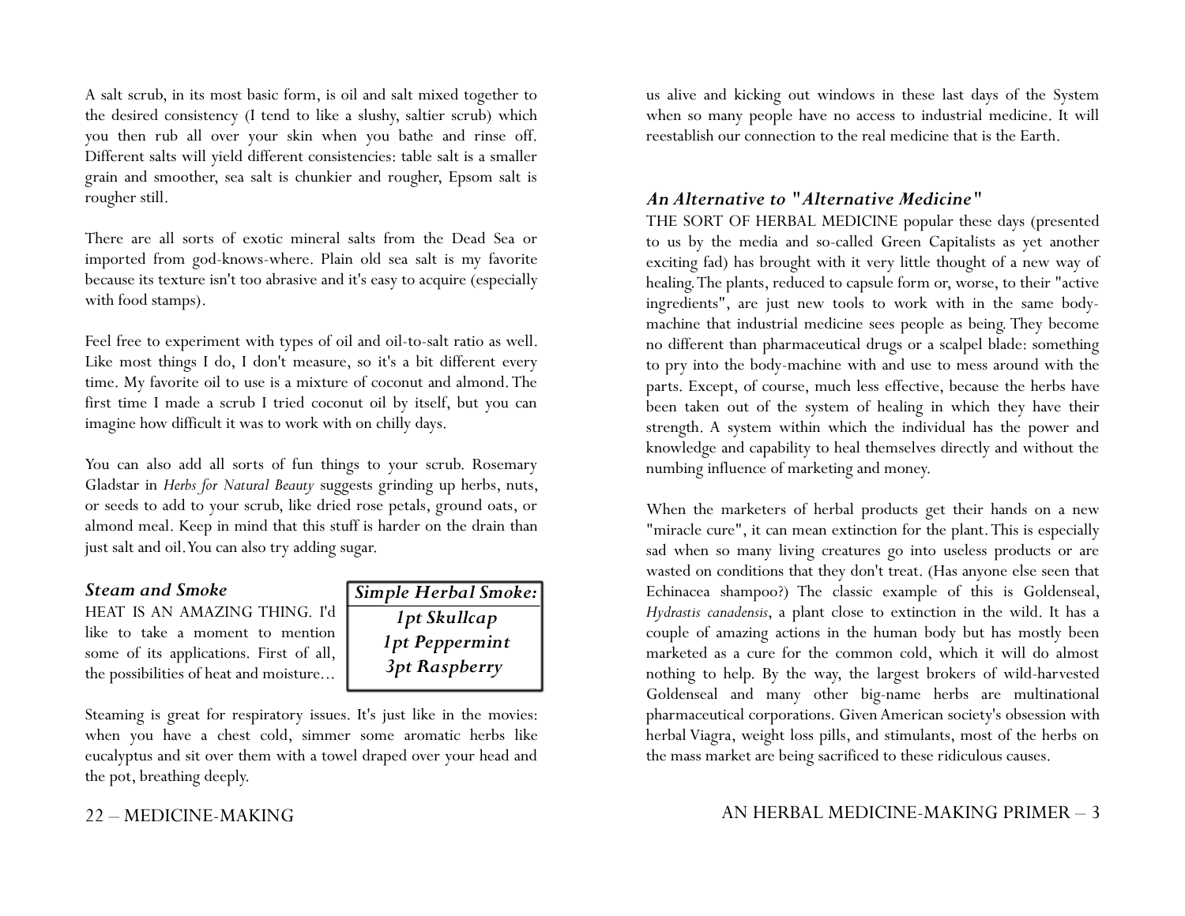A salt scrub, in its most basic form, is oil and salt mixed together to the desired consistency (I tend to like a slushy, saltier scrub) which you then rub all over your skin when you bathe and rinse off. Different salts will yield different consistencies: table salt is a smaller grain and smoother, sea salt is chunkier and rougher, Epsom salt is rougher still.

There are all sorts of exotic mineral salts from the Dead Sea or imported from god-knows-where. Plain old sea salt is my favorite because its texture isn't too abrasive and it's easy to acquire (especially with food stamps).

Feel free to experiment with types of oil and oil-to-salt ratio as well. Like most things I do, I don't measure, so it's a bit different every time. My favorite oil to use is a mixture of coconut and almond. The first time I made a scrub I tried coconut oil by itself, but you can imagine how difficult it was to work with on chilly days.

You can also add all sorts of fun things to your scrub. Rosemary Gladstar in *Herbs for Natural Beauty* suggests grinding up herbs, nuts, or seeds to add to your scrub, like dried rose petals, ground oats, or almond meal. Keep in mind that this stuff is harder on the drain than just salt and oil. You can also try adding sugar.

### *Steam and Smoke*

HEAT IS AN AMAZING THING. I'd like to take a moment to mention some of its applications. First of all, the possibilities of heat and moisture...

> ***Simple Herbal Smoke:***
> *1pt Skullcap*
> *1pt Peppermint*
> *3pt Raspberry*

Steaming is great for respiratory issues. It's just like in the movies: when you have a chest cold, simmer some aromatic herbs like eucalyptus and sit over them with a towel draped over your head and the pot, breathing deeply.

us alive and kicking out windows in these last days of the System when so many people have no access to industrial medicine. It will reestablish our connection to the real medicine that is the Earth.

### *An Alternative to "Alternative Medicine"*

THE SORT OF HERBAL MEDICINE popular these days (presented to us by the media and so-called Green Capitalists as yet another exciting fad) has brought with it very little thought of a new way of healing. The plants, reduced to capsule form or, worse, to their "active ingredients", are just new tools to work with in the same body-machine that industrial medicine sees people as being. They become no different than pharmaceutical drugs or a scalpel blade: something to pry into the body-machine with and use to mess around with the parts. Except, of course, much less effective, because the herbs have been taken out of the system of healing in which they have their strength. A system within which the individual has the power and knowledge and capability to heal themselves directly and without the numbing influence of marketing and money.

When the marketers of herbal products get their hands on a new "miracle cure", it can mean extinction for the plant. This is especially sad when so many living creatures go into useless products or are wasted on conditions that they don't treat. (Has anyone else seen that Echinacea shampoo?) The classic example of this is Goldenseal, *Hydrastis canadensis*, a plant close to extinction in the wild. It has a couple of amazing actions in the human body but has mostly been marketed as a cure for the common cold, which it will do almost nothing to help. By the way, the largest brokers of wild-harvested Goldenseal and many other big-name herbs are multinational pharmaceutical corporations. Given American society's obsession with herbal Viagra, weight loss pills, and stimulants, most of the herbs on the mass market are being sacrificed to these ridiculous causes.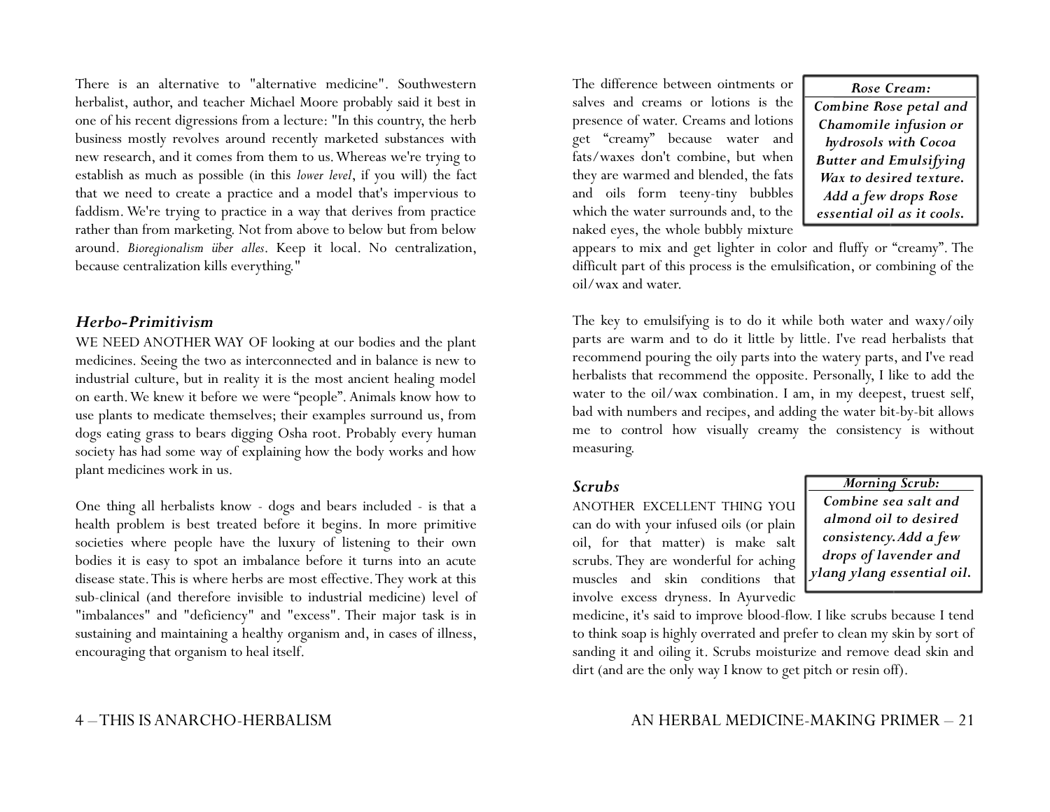There is an alternative to "alternative medicine". Southwestern herbalist, author, and teacher Michael Moore probably said it best in one of his recent digressions from a lecture: "In this country, the herb business mostly revolves around recently marketed substances with new research, and it comes from them to us. Whereas we're trying to establish as much as possible (in this *lower level*, if you will) the fact that we need to create a practice and a model that's impervious to faddism. We're trying to practice in a way that derives from practice rather than from marketing. Not from above to below but from below around. *Bioregionalism über alles*. Keep it local. No centralization, because centralization kills everything."

### *Herbo-Primitivism*

WE NEED ANOTHER WAY OF looking at our bodies and the plant medicines. Seeing the two as interconnected and in balance is new to industrial culture, but in reality it is the most ancient healing model on earth. We knew it before we were "people". Animals know how to use plants to medicate themselves; their examples surround us, from dogs eating grass to bears digging Osha root. Probably every human society has had some way of explaining how the body works and how plant medicines work in us.

One thing all herbalists know - dogs and bears included - is that a health problem is best treated before it begins. In more primitive societies where people have the luxury of listening to their own bodies it is easy to spot an imbalance before it turns into an acute disease state. This is where herbs are most effective. They work at this sub-clinical (and therefore invisible to industrial medicine) level of "imbalances" and "deficiency" and "excess". Their major task is in sustaining and maintaining a healthy organism and, in cases of illness, encouraging that organism to heal itself.

The difference between ointments or salves and creams or lotions is the presence of water. Creams and lotions get "creamy" because water and fats/waxes don't combine, but when they are warmed and blended, the fats and oils form teeny-tiny bubbles which the water surrounds and, to the naked eyes, the whole bubbly mixture appears to mix and get lighter in color and fluffy or "creamy". The difficult part of this process is the emulsification, or combining of the oil/wax and water.

> ***Rose Cream:***
> ***Combine Rose petal and Chamomile infusion or hydrosols with Cocoa Butter and Emulsifying Wax to desired texture. Add a few drops Rose essential oil as it cools.***

The key to emulsifying is to do it while both water and waxy/oily parts are warm and to do it little by little. I've read herbalists that recommend pouring the oily parts into the watery parts, and I've read herbalists that recommend the opposite. Personally, I like to add the water to the oil/wax combination. I am, in my deepest, truest self, bad with numbers and recipes, and adding the water bit-by-bit allows me to control how visually creamy the consistency is without measuring.

### *Scrubs*

ANOTHER EXCELLENT THING YOU can do with your infused oils (or plain oil, for that matter) is make salt scrubs. They are wonderful for aching muscles and skin conditions that involve excess dryness. In Ayurvedic medicine, it's said to improve blood-flow. I like scrubs because I tend to think soap is highly overrated and prefer to clean my skin by sort of sanding it and oiling it. Scrubs moisturize and remove dead skin and dirt (and are the only way I know to get pitch or resin off).

> ***Morning Scrub:***
> ***Combine sea salt and almond oil to desired consistency. Add a few drops of lavender and ylang ylang essential oil.***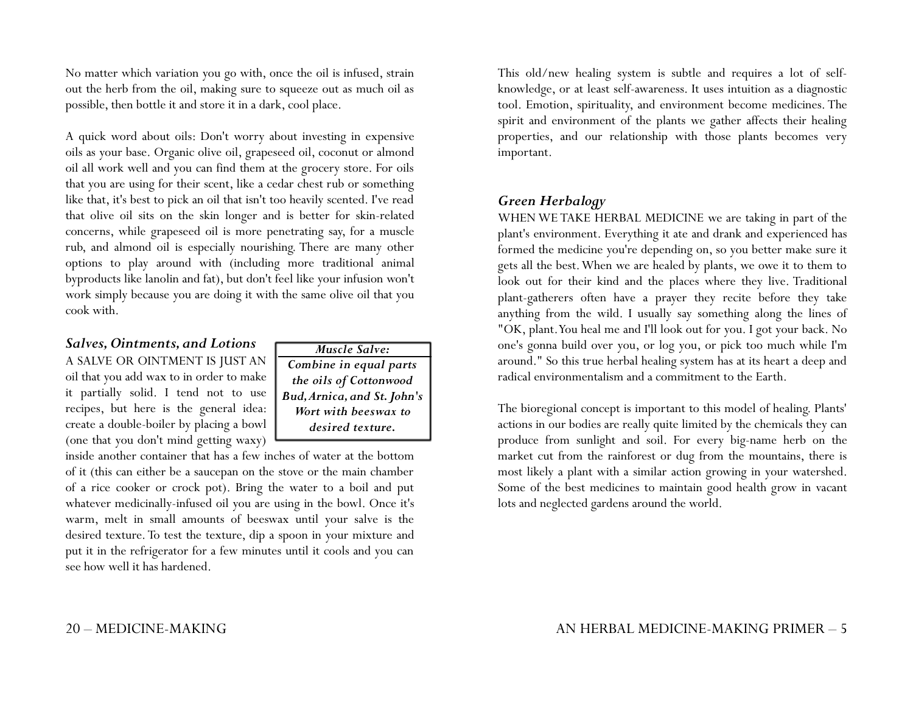No matter which variation you go with, once the oil is infused, strain out the herb from the oil, making sure to squeeze out as much oil as possible, then bottle it and store it in a dark, cool place.

A quick word about oils: Don't worry about investing in expensive oils as your base. Organic olive oil, grapeseed oil, coconut or almond oil all work well and you can find them at the grocery store. For oils that you are using for their scent, like a cedar chest rub or something like that, it's best to pick an oil that isn't too heavily scented. I've read that olive oil sits on the skin longer and is better for skin-related concerns, while grapeseed oil is more penetrating say, for a muscle rub, and almond oil is especially nourishing. There are many other options to play around with (including more traditional animal byproducts like lanolin and fat), but don't feel like your infusion won't work simply because you are doing it with the same olive oil that you cook with.

### *Salves, Ointments, and Lotions*

A SALVE OR OINTMENT IS JUST AN oil that you add wax to in order to make it partially solid. I tend not to use recipes, but here is the general idea: create a double-boiler by placing a bowl (one that you don't mind getting waxy) inside another container that has a few inches of water at the bottom of it (this can either be a saucepan on the stove or the main chamber of a rice cooker or crock pot). Bring the water to a boil and put whatever medicinally-infused oil you are using in the bowl. Once it's warm, melt in small amounts of beeswax until your salve is the desired texture. To test the texture, dip a spoon in your mixture and put it in the refrigerator for a few minutes until it cools and you can see how well it has hardened.

> ***Muscle Salve:***
> ***Combine in equal parts the oils of Cottonwood Bud, Arnica, and St. John's Wort with beeswax to desired texture.***

This old/new healing system is subtle and requires a lot of self-knowledge, or at least self-awareness. It uses intuition as a diagnostic tool. Emotion, spirituality, and environment become medicines. The spirit and environment of the plants we gather affects their healing properties, and our relationship with those plants becomes very important.

### *Green Herbalogy*

WHEN WE TAKE HERBAL MEDICINE we are taking in part of the plant's environment. Everything it ate and drank and experienced has formed the medicine you're depending on, so you better make sure it gets all the best. When we are healed by plants, we owe it to them to look out for their kind and the places where they live. Traditional plant-gatherers often have a prayer they recite before they take anything from the wild. I usually say something along the lines of "OK, plant. You heal me and I'll look out for you. I got your back. No one's gonna build over you, or log you, or pick too much while I'm around." So this true herbal healing system has at its heart a deep and radical environmentalism and a commitment to the Earth.

The bioregional concept is important to this model of healing. Plants' actions in our bodies are really quite limited by the chemicals they can produce from sunlight and soil. For every big-name herb on the market cut from the rainforest or dug from the mountains, there is most likely a plant with a similar action growing in your watershed. Some of the best medicines to maintain good health grow in vacant lots and neglected gardens around the world.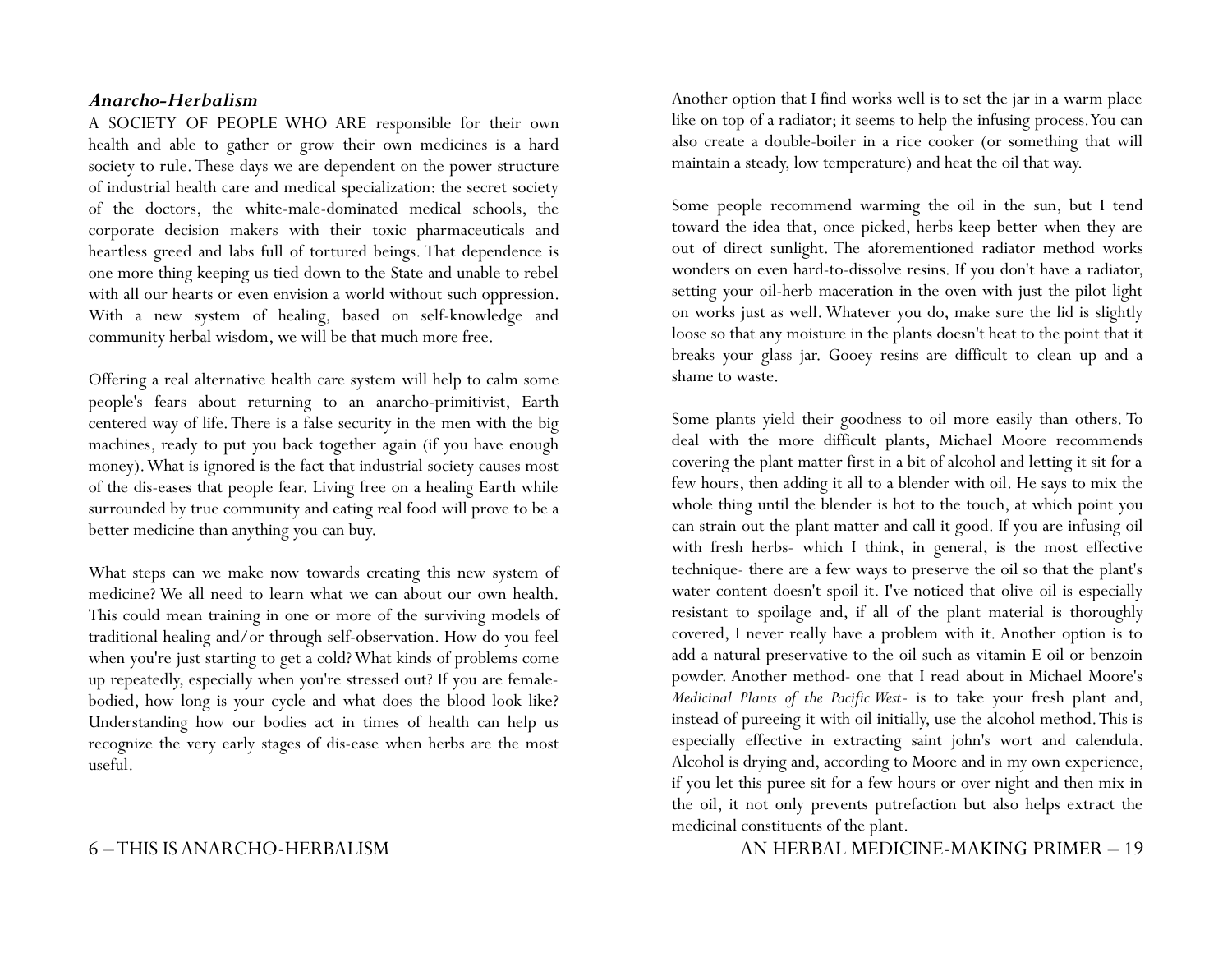### *Anarcho-Herbalism*

A SOCIETY OF PEOPLE WHO ARE responsible for their own health and able to gather or grow their own medicines is a hard society to rule. These days we are dependent on the power structure of industrial health care and medical specialization: the secret society of the doctors, the white-male-dominated medical schools, the corporate decision makers with their toxic pharmaceuticals and heartless greed and labs full of tortured beings. That dependence is one more thing keeping us tied down to the State and unable to rebel with all our hearts or even envision a world without such oppression. With a new system of healing, based on self-knowledge and community herbal wisdom, we will be that much more free.

Offering a real alternative health care system will help to calm some people's fears about returning to an anarcho-primitivist, Earth centered way of life. There is a false security in the men with the big machines, ready to put you back together again (if you have enough money). What is ignored is the fact that industrial society causes most of the dis-eases that people fear. Living free on a healing Earth while surrounded by true community and eating real food will prove to be a better medicine than anything you can buy.

What steps can we make now towards creating this new system of medicine? We all need to learn what we can about our own health. This could mean training in one or more of the surviving models of traditional healing and/or through self-observation. How do you feel when you're just starting to get a cold? What kinds of problems come up repeatedly, especially when you're stressed out? If you are female-bodied, how long is your cycle and what does the blood look like? Understanding how our bodies act in times of health can help us recognize the very early stages of dis-ease when herbs are the most useful.

Another option that I find works well is to set the jar in a warm place like on top of a radiator; it seems to help the infusing process. You can also create a double-boiler in a rice cooker (or something that will maintain a steady, low temperature) and heat the oil that way.

Some people recommend warming the oil in the sun, but I tend toward the idea that, once picked, herbs keep better when they are out of direct sunlight. The aforementioned radiator method works wonders on even hard-to-dissolve resins. If you don't have a radiator, setting your oil-herb maceration in the oven with just the pilot light on works just as well. Whatever you do, make sure the lid is slightly loose so that any moisture in the plants doesn't heat to the point that it breaks your glass jar. Gooey resins are difficult to clean up and a shame to waste.

Some plants yield their goodness to oil more easily than others. To deal with the more difficult plants, Michael Moore recommends covering the plant matter first in a bit of alcohol and letting it sit for a few hours, then adding it all to a blender with oil. He says to mix the whole thing until the blender is hot to the touch, at which point you can strain out the plant matter and call it good. If you are infusing oil with fresh herbs- which I think, in general, is the most effective technique- there are a few ways to preserve the oil so that the plant's water content doesn't spoil it. I've noticed that olive oil is especially resistant to spoilage and, if all of the plant material is thoroughly covered, I never really have a problem with it. Another option is to add a natural preservative to the oil such as vitamin E oil or benzoin powder. Another method- one that I read about in Michael Moore's *Medicinal Plants of the Pacific West*- is to take your fresh plant and, instead of pureeing it with oil initially, use the alcohol method. This is especially effective in extracting saint john's wort and calendula. Alcohol is drying and, according to Moore and in my own experience, if you let this puree sit for a few hours or over night and then mix in the oil, it not only prevents putrefaction but also helps extract the medicinal constituents of the plant.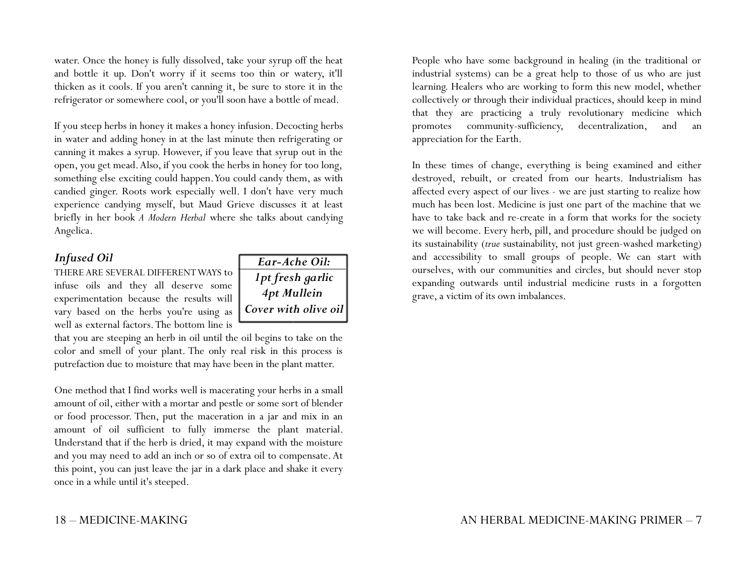water. Once the honey is fully dissolved, take your syrup off the heat and bottle it up. Don't worry if it seems too thin or watery, it'll thicken as it cools. If you aren't canning it, be sure to store it in the refrigerator or somewhere cool, or you'll soon have a bottle of mead.

If you steep herbs in honey it makes a honey infusion. Decocting herbs in water and adding honey in at the last minute then refrigerating or canning it makes a syrup. However, if you leave that syrup out in the open, you get mead. Also, if you cook the herbs in honey for too long, something else exciting could happen. You could candy them, as with candied ginger. Roots work especially well. I don't have very much experience candying myself, but Maud Grieve discusses it at least briefly in her book *A Modern Herbal* where she talks about candying Angelica.

### *Infused Oil*

THERE ARE SEVERAL DIFFERENT WAYS to infuse oils and they all deserve some experimentation because the results will vary based on the herbs you're using as well as external factors. The bottom line is that you are steeping an herb in oil until the oil begins to take on the color and smell of your plant. The only real risk in this process is putrefaction due to moisture that may have been in the plant matter.

> ***Ear-Ache Oil:***
> *1pt fresh garlic*
> *4pt Mullein*
> *Cover with olive oil*

One method that I find works well is macerating your herbs in a small amount of oil, either with a mortar and pestle or some sort of blender or food processor. Then, put the maceration in a jar and mix in an amount of oil sufficient to fully immerse the plant material. Understand that if the herb is dried, it may expand with the moisture and you may need to add an inch or so of extra oil to compensate. At this point, you can just leave the jar in a dark place and shake it every once in a while until it's steeped.

People who have some background in healing (in the traditional or industrial systems) can be a great help to those of us who are just learning. Healers who are working to form this new model, whether collectively or through their individual practices, should keep in mind that they are practicing a truly revolutionary medicine which promotes community-sufficiency, decentralization, and an appreciation for the Earth.

In these times of change, everything is being examined and either destroyed, rebuilt, or created from our hearts. Industrialism has affected every aspect of our lives - we are just starting to realize how much has been lost. Medicine is just one part of the machine that we have to take back and re-create in a form that works for the society we will become. Every herb, pill, and procedure should be judged on its sustainability (*true* sustainability, not just green-washed marketing) and accessibility to small groups of people. We can start with ourselves, with our communities and circles, but should never stop expanding outwards until industrial medicine rusts in a forgotten grave, a victim of its own imbalances.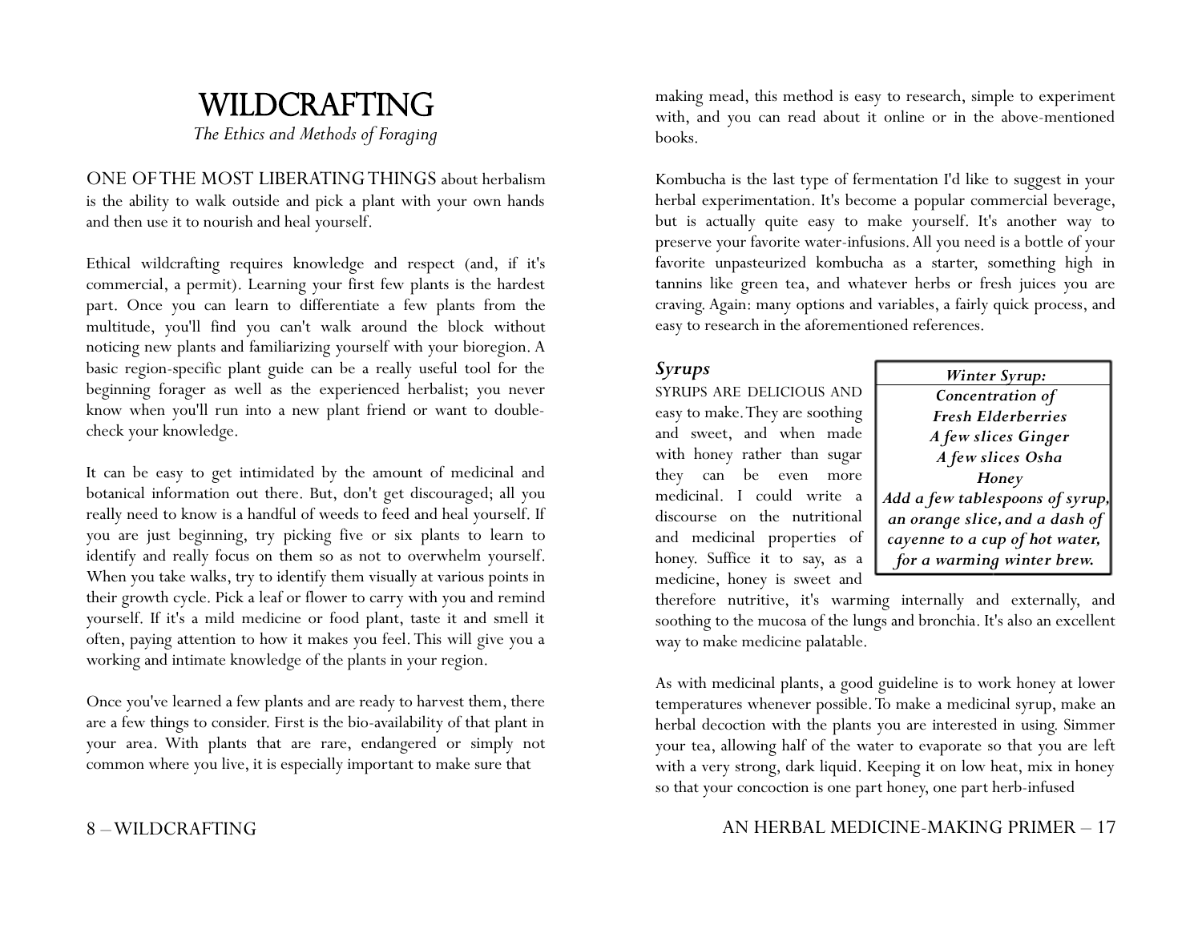# WILDCRAFTING

*The Ethics and Methods of Foraging*

ONE OF THE MOST LIBERATING THINGS about herbalism is the ability to walk outside and pick a plant with your own hands and then use it to nourish and heal yourself.

Ethical wildcrafting requires knowledge and respect (and, if it's commercial, a permit). Learning your first few plants is the hardest part. Once you can learn to differentiate a few plants from the multitude, you'll find you can't walk around the block without noticing new plants and familiarizing yourself with your bioregion. A basic region-specific plant guide can be a really useful tool for the beginning forager as well as the experienced herbalist; you never know when you'll run into a new plant friend or want to double-check your knowledge.

It can be easy to get intimidated by the amount of medicinal and botanical information out there. But, don't get discouraged; all you really need to know is a handful of weeds to feed and heal yourself. If you are just beginning, try picking five or six plants to learn to identify and really focus on them so as not to overwhelm yourself. When you take walks, try to identify them visually at various points in their growth cycle. Pick a leaf or flower to carry with you and remind yourself. If it's a mild medicine or food plant, taste it and smell it often, paying attention to how it makes you feel. This will give you a working and intimate knowledge of the plants in your region.

Once you've learned a few plants and are ready to harvest them, there are a few things to consider. First is the bio-availability of that plant in your area. With plants that are rare, endangered or simply not common where you live, it is especially important to make sure that

making mead, this method is easy to research, simple to experiment with, and you can read about it online or in the above-mentioned books.

Kombucha is the last type of fermentation I'd like to suggest in your herbal experimentation. It's become a popular commercial beverage, but is actually quite easy to make yourself. It's another way to preserve your favorite water-infusions. All you need is a bottle of your favorite unpasteurized kombucha as a starter, something high in tannins like green tea, and whatever herbs or fresh juices you are craving. Again: many options and variables, a fairly quick process, and easy to research in the aforementioned references.

### *Syrups*

SYRUPS ARE DELICIOUS AND easy to make. They are soothing and sweet, and when made with honey rather than sugar they can be even more medicinal. I could write a discourse on the nutritional and medicinal properties of honey. Suffice it to say, as a medicine, honey is sweet and therefore nutritive, it's warming internally and externally, and soothing to the mucosa of the lungs and bronchia. It's also an excellent way to make medicine palatable.

> ***Winter Syrup:***
>
> ***Concentration of***
> ***Fresh Elderberries***
> ***A few slices Ginger***
> ***A few slices Osha***
> ***Honey***
>
> ***Add a few tablespoons of syrup, an orange slice, and a dash of cayenne to a cup of hot water, for a warming winter brew.***

As with medicinal plants, a good guideline is to work honey at lower temperatures whenever possible. To make a medicinal syrup, make an herbal decoction with the plants you are interested in using. Simmer your tea, allowing half of the water to evaporate so that you are left with a very strong, dark liquid. Keeping it on low heat, mix in honey so that your concoction is one part honey, one part herb-infused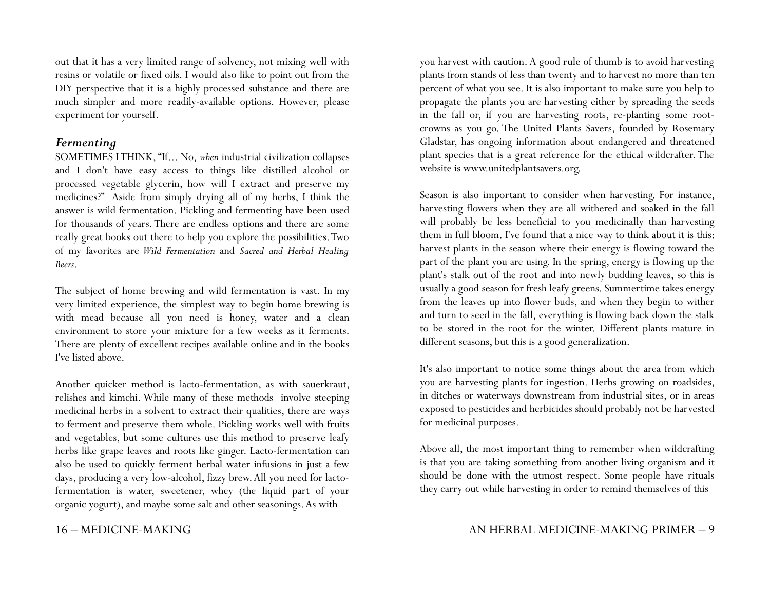out that it has a very limited range of solvency, not mixing well with resins or volatile or fixed oils. I would also like to point out from the DIY perspective that it is a highly processed substance and there are much simpler and more readily-available options. However, please experiment for yourself.

### *Fermenting*

SOMETIMES I THINK, "If… No, *when* industrial civilization collapses and I don't have easy access to things like distilled alcohol or processed vegetable glycerin, how will I extract and preserve my medicines?" Aside from simply drying all of my herbs, I think the answer is wild fermentation. Pickling and fermenting have been used for thousands of years. There are endless options and there are some really great books out there to help you explore the possibilities. Two of my favorites are *Wild Fermentation* and *Sacred and Herbal Healing Beers*.

The subject of home brewing and wild fermentation is vast. In my very limited experience, the simplest way to begin home brewing is with mead because all you need is honey, water and a clean environment to store your mixture for a few weeks as it ferments. There are plenty of excellent recipes available online and in the books I've listed above.

Another quicker method is lacto-fermentation, as with sauerkraut, relishes and kimchi. While many of these methods involve steeping medicinal herbs in a solvent to extract their qualities, there are ways to ferment and preserve them whole. Pickling works well with fruits and vegetables, but some cultures use this method to preserve leafy herbs like grape leaves and roots like ginger. Lacto-fermentation can also be used to quickly ferment herbal water infusions in just a few days, producing a very low-alcohol, fizzy brew. All you need for lacto-fermentation is water, sweetener, whey (the liquid part of your organic yogurt), and maybe some salt and other seasonings. As with

you harvest with caution. A good rule of thumb is to avoid harvesting plants from stands of less than twenty and to harvest no more than ten percent of what you see. It is also important to make sure you help to propagate the plants you are harvesting either by spreading the seeds in the fall or, if you are harvesting roots, re-planting some root-crowns as you go. The United Plants Savers, founded by Rosemary Gladstar, has ongoing information about endangered and threatened plant species that is a great reference for the ethical wildcrafter. The website is www.unitedplantsavers.org.

Season is also important to consider when harvesting. For instance, harvesting flowers when they are all withered and soaked in the fall will probably be less beneficial to you medicinally than harvesting them in full bloom. I've found that a nice way to think about it is this: harvest plants in the season where their energy is flowing toward the part of the plant you are using. In the spring, energy is flowing up the plant's stalk out of the root and into newly budding leaves, so this is usually a good season for fresh leafy greens. Summertime takes energy from the leaves up into flower buds, and when they begin to wither and turn to seed in the fall, everything is flowing back down the stalk to be stored in the root for the winter. Different plants mature in different seasons, but this is a good generalization.

It's also important to notice some things about the area from which you are harvesting plants for ingestion. Herbs growing on roadsides, in ditches or waterways downstream from industrial sites, or in areas exposed to pesticides and herbicides should probably not be harvested for medicinal purposes.

Above all, the most important thing to remember when wildcrafting is that you are taking something from another living organism and it should be done with the utmost respect. Some people have rituals they carry out while harvesting in order to remind themselves of this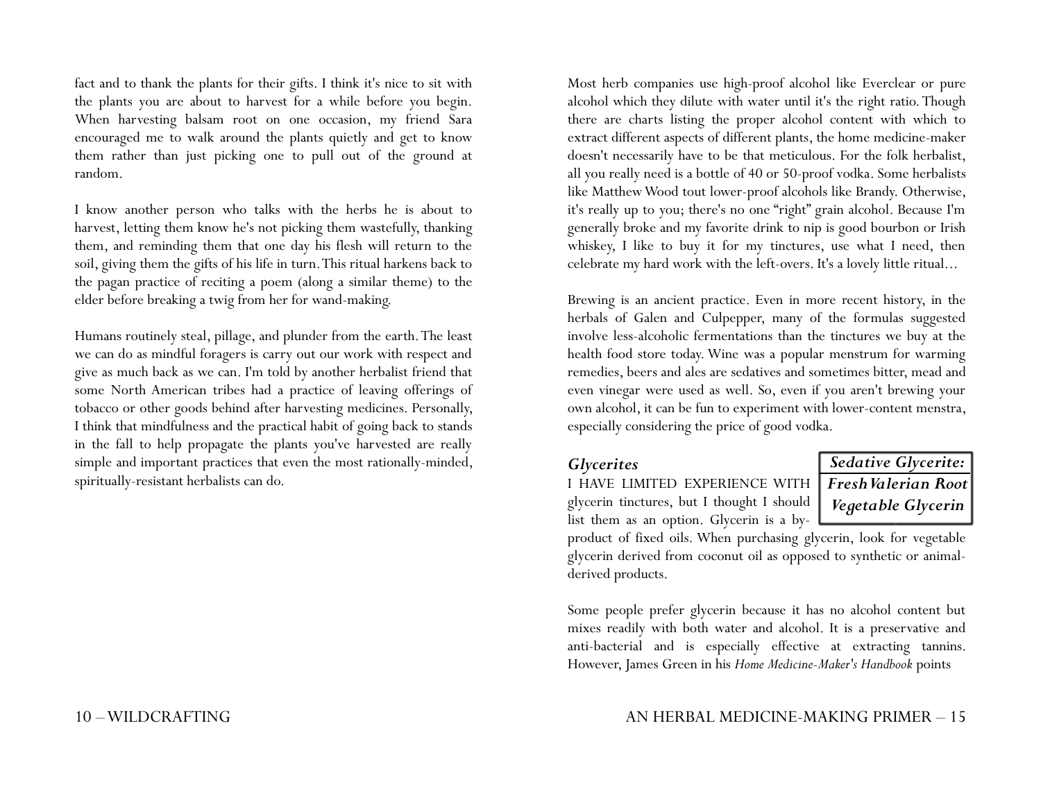fact and to thank the plants for their gifts. I think it's nice to sit with the plants you are about to harvest for a while before you begin. When harvesting balsam root on one occasion, my friend Sara encouraged me to walk around the plants quietly and get to know them rather than just picking one to pull out of the ground at random.

I know another person who talks with the herbs he is about to harvest, letting them know he's not picking them wastefully, thanking them, and reminding them that one day his flesh will return to the soil, giving them the gifts of his life in turn. This ritual harkens back to the pagan practice of reciting a poem (along a similar theme) to the elder before breaking a twig from her for wand-making.

Humans routinely steal, pillage, and plunder from the earth. The least we can do as mindful foragers is carry out our work with respect and give as much back as we can. I'm told by another herbalist friend that some North American tribes had a practice of leaving offerings of tobacco or other goods behind after harvesting medicines. Personally, I think that mindfulness and the practical habit of going back to stands in the fall to help propagate the plants you've harvested are really simple and important practices that even the most rationally-minded, spiritually-resistant herbalists can do.

Most herb companies use high-proof alcohol like Everclear or pure alcohol which they dilute with water until it's the right ratio. Though there are charts listing the proper alcohol content with which to extract different aspects of different plants, the home medicine-maker doesn't necessarily have to be that meticulous. For the folk herbalist, all you really need is a bottle of 40 or 50-proof vodka. Some herbalists like Matthew Wood tout lower-proof alcohols like Brandy. Otherwise, it's really up to you; there's no one "right" grain alcohol. Because I'm generally broke and my favorite drink to nip is good bourbon or Irish whiskey, I like to buy it for my tinctures, use what I need, then celebrate my hard work with the left-overs. It's a lovely little ritual...

Brewing is an ancient practice. Even in more recent history, in the herbals of Galen and Culpepper, many of the formulas suggested involve less-alcoholic fermentations than the tinctures we buy at the health food store today. Wine was a popular menstrum for warming remedies, beers and ales are sedatives and sometimes bitter, mead and even vinegar were used as well. So, even if you aren't brewing your own alcohol, it can be fun to experiment with lower-content menstra, especially considering the price of good vodka.

### *Glycerites*

| ***Sedative Glycerite:*** |
|---|
| ***Fresh Valerian Root*** |
| ***Vegetable Glycerin*** |

I HAVE LIMITED EXPERIENCE WITH glycerin tinctures, but I thought I should list them as an option. Glycerin is a by-product of fixed oils. When purchasing glycerin, look for vegetable glycerin derived from coconut oil as opposed to synthetic or animal-derived products.

Some people prefer glycerin because it has no alcohol content but mixes readily with both water and alcohol. It is a preservative and anti-bacterial and is especially effective at extracting tannins. However, James Green in his *Home Medicine-Maker's Handbook* points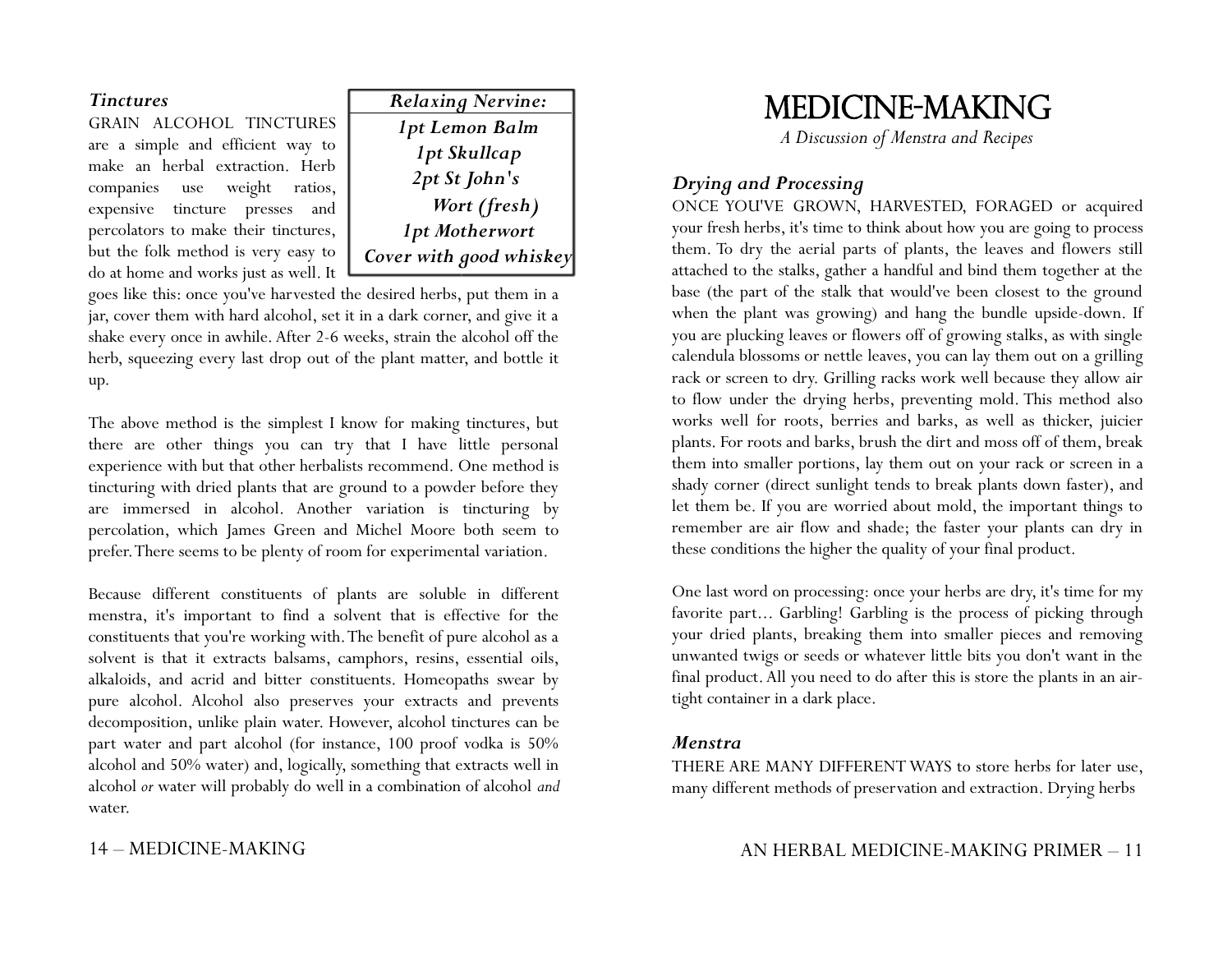### *Tinctures*

GRAIN ALCOHOL TINCTURES are a simple and efficient way to make an herbal extraction. Herb companies use weight ratios, expensive tincture presses and percolators to make their tinctures, but the folk method is very easy to do at home and works just as well. It goes like this: once you've harvested the desired herbs, put them in a jar, cover them with hard alcohol, set it in a dark corner, and give it a shake every once in awhile. After 2-6 weeks, strain the alcohol off the herb, squeezing every last drop out of the plant matter, and bottle it up.

> ***Relaxing Nervine:***
> ***1pt Lemon Balm***
> ***1pt Skullcap***
> ***2pt St John's Wort (fresh)***
> ***1pt Motherwort***
> ***Cover with good whiskey***

The above method is the simplest I know for making tinctures, but there are other things you can try that I have little personal experience with but that other herbalists recommend. One method is tincturing with dried plants that are ground to a powder before they are immersed in alcohol. Another variation is tincturing by percolation, which James Green and Michel Moore both seem to prefer. There seems to be plenty of room for experimental variation.

Because different constituents of plants are soluble in different menstra, it's important to find a solvent that is effective for the constituents that you're working with. The benefit of pure alcohol as a solvent is that it extracts balsams, camphors, resins, essential oils, alkaloids, and acrid and bitter constituents. Homeopaths swear by pure alcohol. Alcohol also preserves your extracts and prevents decomposition, unlike plain water. However, alcohol tinctures can be part water and part alcohol (for instance, 100 proof vodka is 50% alcohol and 50% water) and, logically, something that extracts well in alcohol *or* water will probably do well in a combination of alcohol *and* water.

# MEDICINE-MAKING

*A Discussion of Menstra and Recipes*

### *Drying and Processing*

ONCE YOU'VE GROWN, HARVESTED, FORAGED or acquired your fresh herbs, it's time to think about how you are going to process them. To dry the aerial parts of plants, the leaves and flowers still attached to the stalks, gather a handful and bind them together at the base (the part of the stalk that would've been closest to the ground when the plant was growing) and hang the bundle upside-down. If you are plucking leaves or flowers off of growing stalks, as with single calendula blossoms or nettle leaves, you can lay them out on a grilling rack or screen to dry. Grilling racks work well because they allow air to flow under the drying herbs, preventing mold. This method also works well for roots, berries and barks, as well as thicker, juicier plants. For roots and barks, brush the dirt and moss off of them, break them into smaller portions, lay them out on your rack or screen in a shady corner (direct sunlight tends to break plants down faster), and let them be. If you are worried about mold, the important things to remember are air flow and shade; the faster your plants can dry in these conditions the higher the quality of your final product.

One last word on processing: once your herbs are dry, it's time for my favorite part... Garbling! Garbling is the process of picking through your dried plants, breaking them into smaller pieces and removing unwanted twigs or seeds or whatever little bits you don't want in the final product. All you need to do after this is store the plants in an air-tight container in a dark place.

### *Menstra*

THERE ARE MANY DIFFERENT WAYS to store herbs for later use, many different methods of preservation and extraction. Drying herbs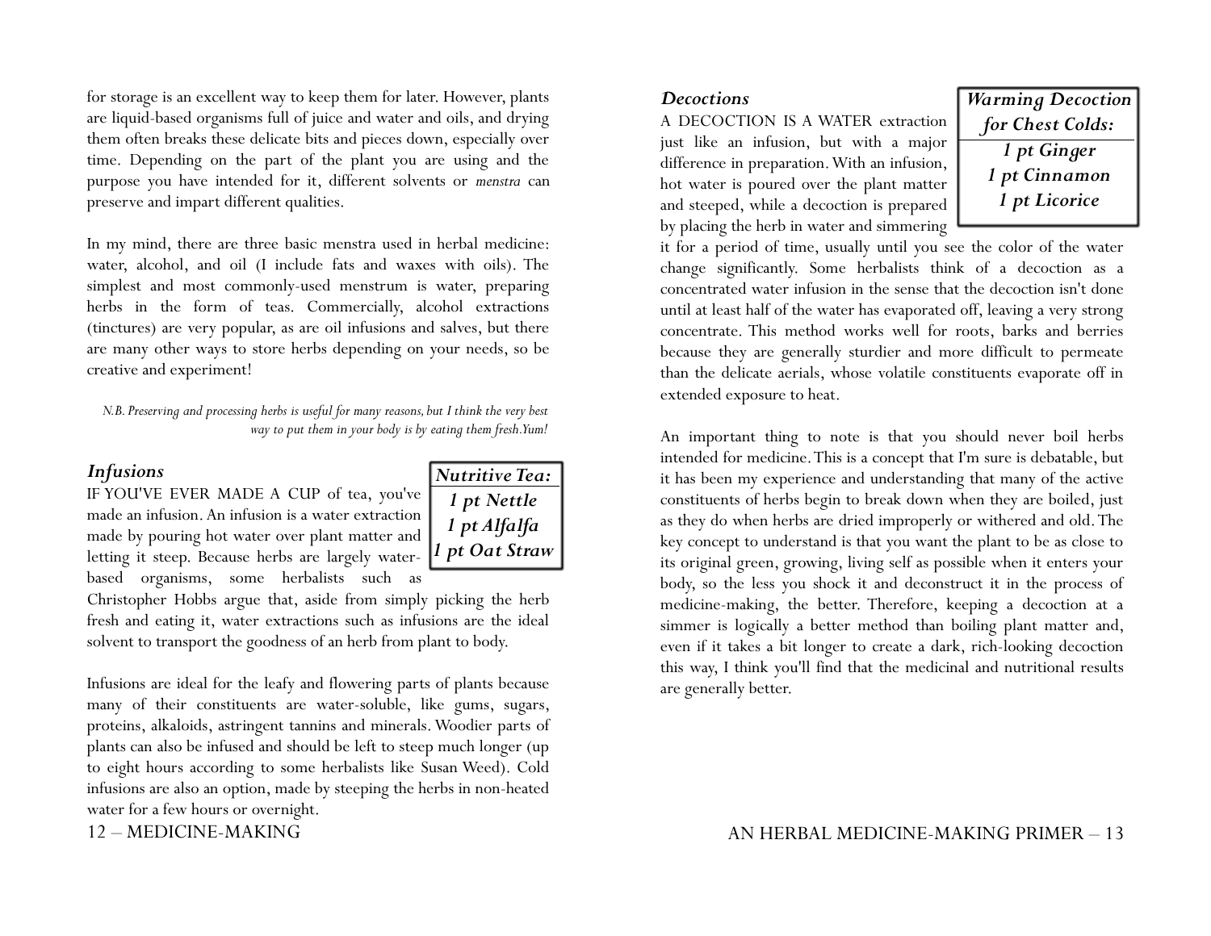for storage is an excellent way to keep them for later. However, plants are liquid-based organisms full of juice and water and oils, and drying them often breaks these delicate bits and pieces down, especially over time. Depending on the part of the plant you are using and the purpose you have intended for it, different solvents or *menstra* can preserve and impart different qualities.

In my mind, there are three basic menstra used in herbal medicine: water, alcohol, and oil (I include fats and waxes with oils). The simplest and most commonly-used menstrum is water, preparing herbs in the form of teas. Commercially, alcohol extractions (tinctures) are very popular, as are oil infusions and salves, but there are many other ways to store herbs depending on your needs, so be creative and experiment!

*N.B. Preserving and processing herbs is useful for many reasons, but I think the very best way to put them in your body is by eating them fresh. Yum!*

### *Infusions*

**_Nutritive Tea:_**
**_1 pt Nettle_**
**_1 pt Alfalfa_**
**_1 pt Oat Straw_**

IF YOU'VE EVER MADE A CUP of tea, you've made an infusion. An infusion is a water extraction made by pouring hot water over plant matter and letting it steep. Because herbs are largely water-based organisms, some herbalists such as Christopher Hobbs argue that, aside from simply picking the herb fresh and eating it, water extractions such as infusions are the ideal solvent to transport the goodness of an herb from plant to body.

Infusions are ideal for the leafy and flowering parts of plants because many of their constituents are water-soluble, like gums, sugars, proteins, alkaloids, astringent tannins and minerals. Woodier parts of plants can also be infused and should be left to steep much longer (up to eight hours according to some herbalists like Susan Weed). Cold infusions are also an option, made by steeping the herbs in non-heated water for a few hours or overnight.

### *Decoctions*

**_Warming Decoction for Chest Colds:_**
**_1 pt Ginger_**
**_1 pt Cinnamon_**
**_1 pt Licorice_**

A DECOCTION IS A WATER extraction just like an infusion, but with a major difference in preparation. With an infusion, hot water is poured over the plant matter and steeped, while a decoction is prepared by placing the herb in water and simmering it for a period of time, usually until you see the color of the water change significantly. Some herbalists think of a decoction as a concentrated water infusion in the sense that the decoction isn't done until at least half of the water has evaporated off, leaving a very strong concentrate. This method works well for roots, barks and berries because they are generally sturdier and more difficult to permeate than the delicate aerials, whose volatile constituents evaporate off in extended exposure to heat.

An important thing to note is that you should never boil herbs intended for medicine. This is a concept that I'm sure is debatable, but it has been my experience and understanding that many of the active constituents of herbs begin to break down when they are boiled, just as they do when herbs are dried improperly or withered and old. The key concept to understand is that you want the plant to be as close to its original green, growing, living self as possible when it enters your body, so the less you shock it and deconstruct it in the process of medicine-making, the better. Therefore, keeping a decoction at a simmer is logically a better method than boiling plant matter and, even if it takes a bit longer to create a dark, rich-looking decoction this way, I think you'll find that the medicinal and nutritional results are generally better.